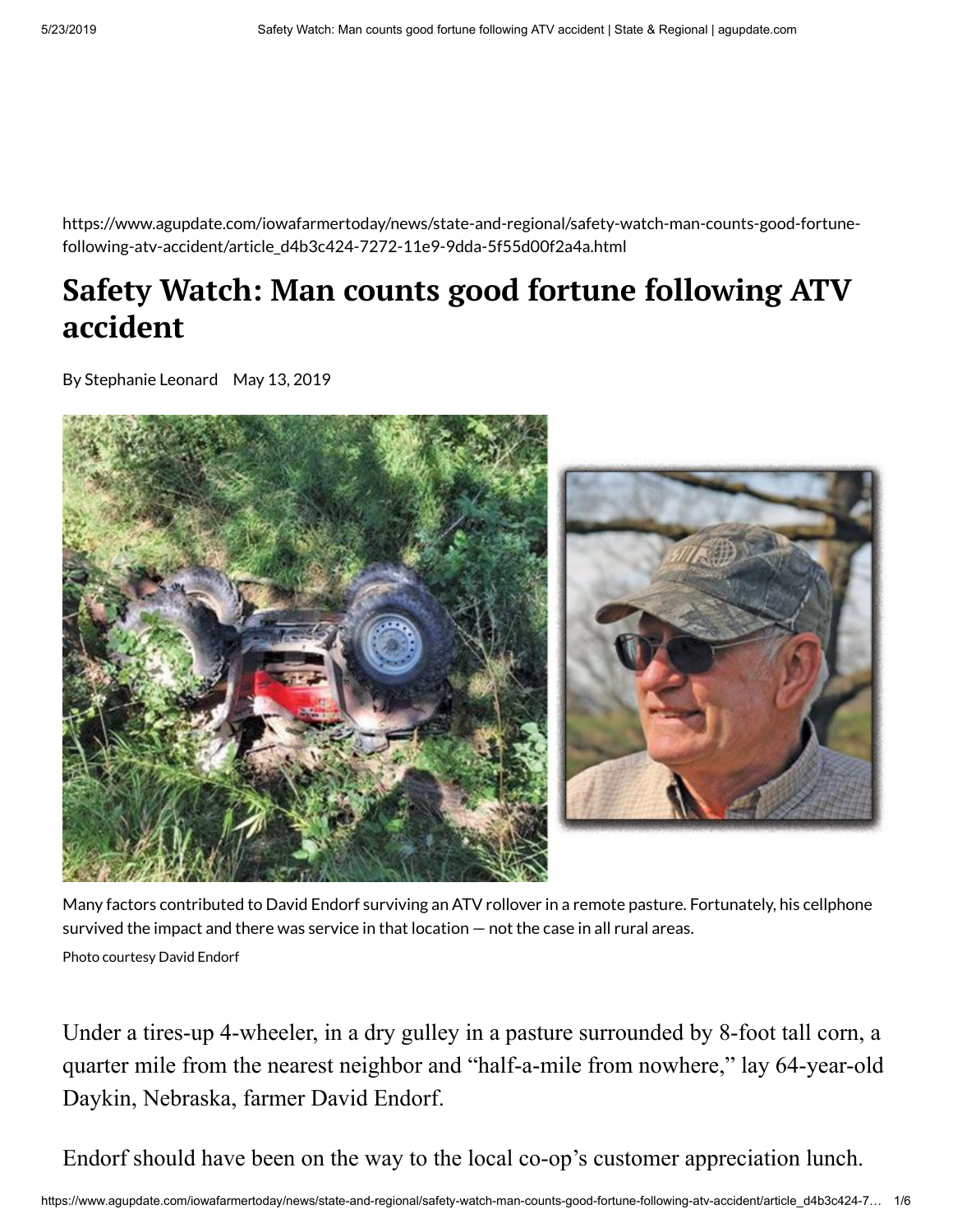https://www.agupdate.com/iowafarmertoday/news/state-and-regional/safety-watch-man-counts-good-fortune-following-atv-accident/article_d4b3c424-7272-11e9-9dda-5f55d00f2a4a.html

# Safety Watch: Man counts good fortune following ATV accident

By Stephanie Leonard May 13, 2019

Many factors contributed to David Endorf surviving an ATV rollover in a remote pasture. Fortunately, his cellphone survived the impact and there was service in that location — not the case in all rural areas.

Photo courtesy David Endorf

Under a tires-up 4-wheeler, in a dry gulley in a pasture surrounded by 8-foot tall corn, a quarter mile from the nearest neighbor and "half-a-mile from nowhere," lay 64-year-old Daykin, Nebraska, farmer David Endorf.

Endorf should have been on the way to the local co-op's customer appreciation lunch.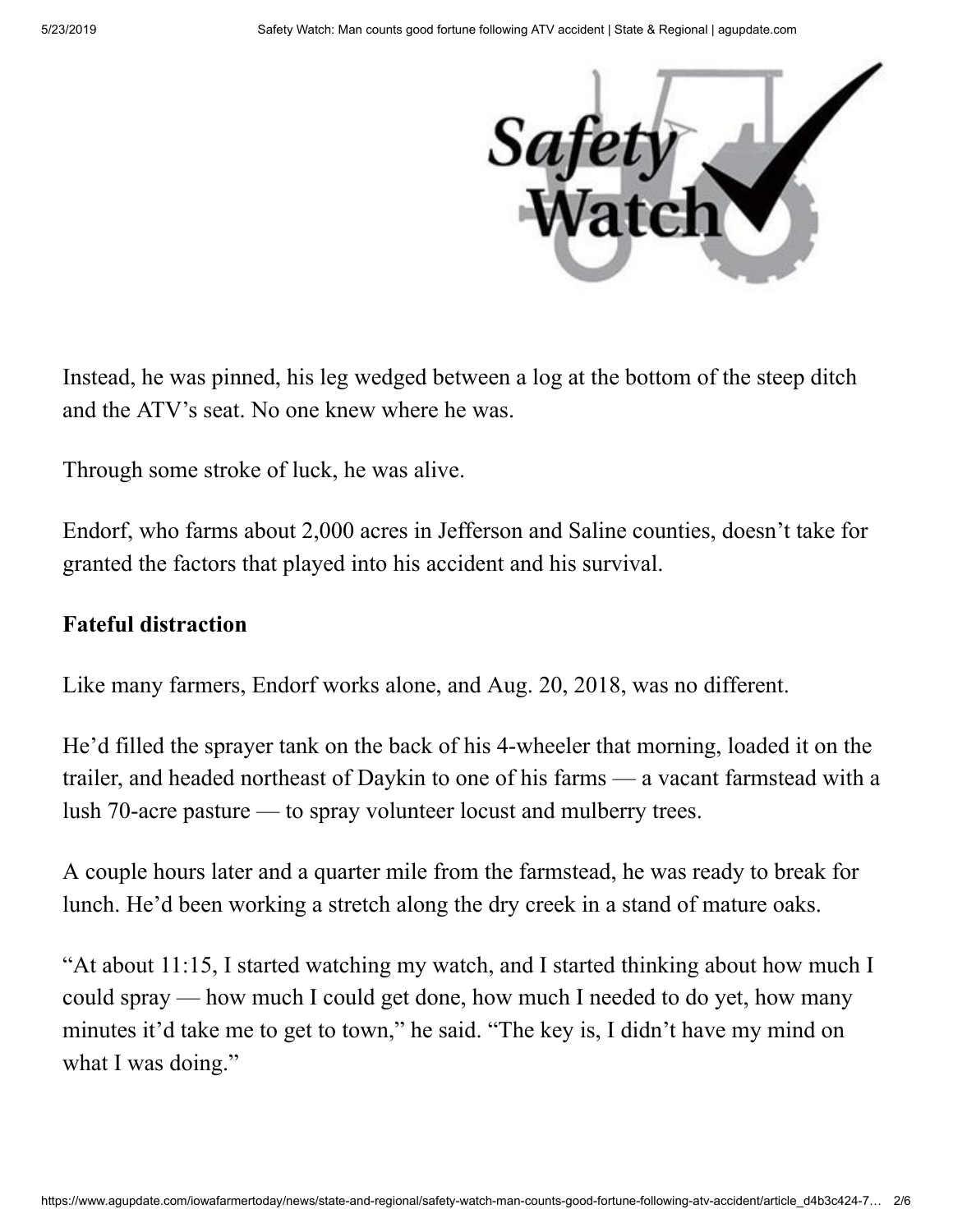Instead, he was pinned, his leg wedged between a log at the bottom of the steep ditch and the ATV's seat. No one knew where he was.

Through some stroke of luck, he was alive.

Endorf, who farms about 2,000 acres in Jefferson and Saline counties, doesn't take for granted the factors that played into his accident and his survival.

**Fateful distraction**

Like many farmers, Endorf works alone, and Aug. 20, 2018, was no different.

He'd filled the sprayer tank on the back of his 4-wheeler that morning, loaded it on the trailer, and headed northeast of Daykin to one of his farms — a vacant farmstead with a lush 70-acre pasture — to spray volunteer locust and mulberry trees.

A couple hours later and a quarter mile from the farmstead, he was ready to break for lunch. He'd been working a stretch along the dry creek in a stand of mature oaks.

"At about 11:15, I started watching my watch, and I started thinking about how much I could spray — how much I could get done, how much I needed to do yet, how many minutes it'd take me to get to town," he said. "The key is, I didn't have my mind on what I was doing."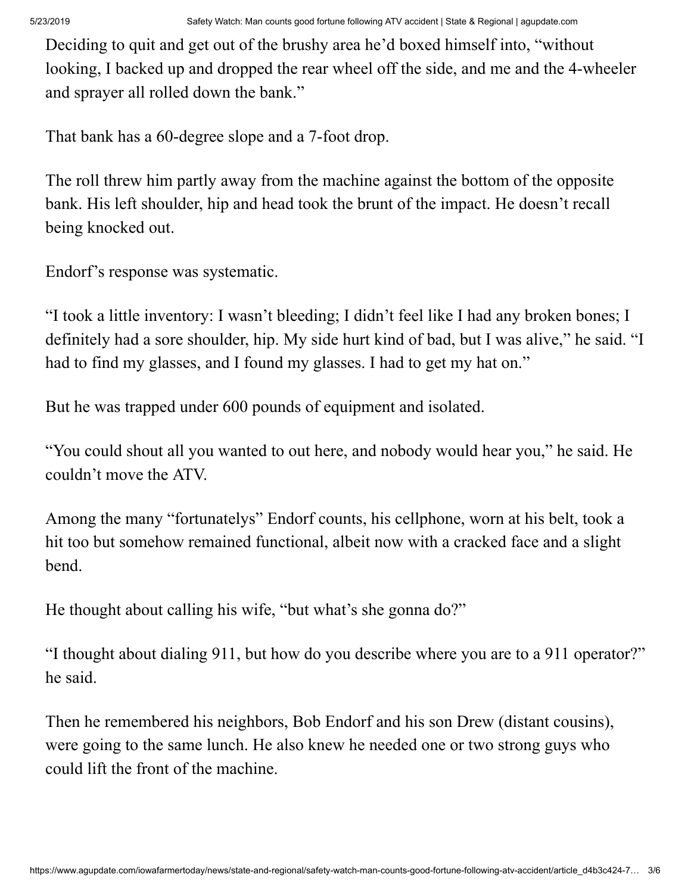Deciding to quit and get out of the brushy area he'd boxed himself into, "without looking, I backed up and dropped the rear wheel off the side, and me and the 4-wheeler and sprayer all rolled down the bank."

That bank has a 60-degree slope and a 7-foot drop.

The roll threw him partly away from the machine against the bottom of the opposite bank. His left shoulder, hip and head took the brunt of the impact. He doesn't recall being knocked out.

Endorf's response was systematic.

"I took a little inventory: I wasn't bleeding; I didn't feel like I had any broken bones; I definitely had a sore shoulder, hip. My side hurt kind of bad, but I was alive," he said. "I had to find my glasses, and I found my glasses. I had to get my hat on."

But he was trapped under 600 pounds of equipment and isolated.

"You could shout all you wanted to out here, and nobody would hear you," he said. He couldn't move the ATV.

Among the many "fortunatelys" Endorf counts, his cellphone, worn at his belt, took a hit too but somehow remained functional, albeit now with a cracked face and a slight bend.

He thought about calling his wife, "but what's she gonna do?"

"I thought about dialing 911, but how do you describe where you are to a 911 operator?" he said.

Then he remembered his neighbors, Bob Endorf and his son Drew (distant cousins), were going to the same lunch. He also knew he needed one or two strong guys who could lift the front of the machine.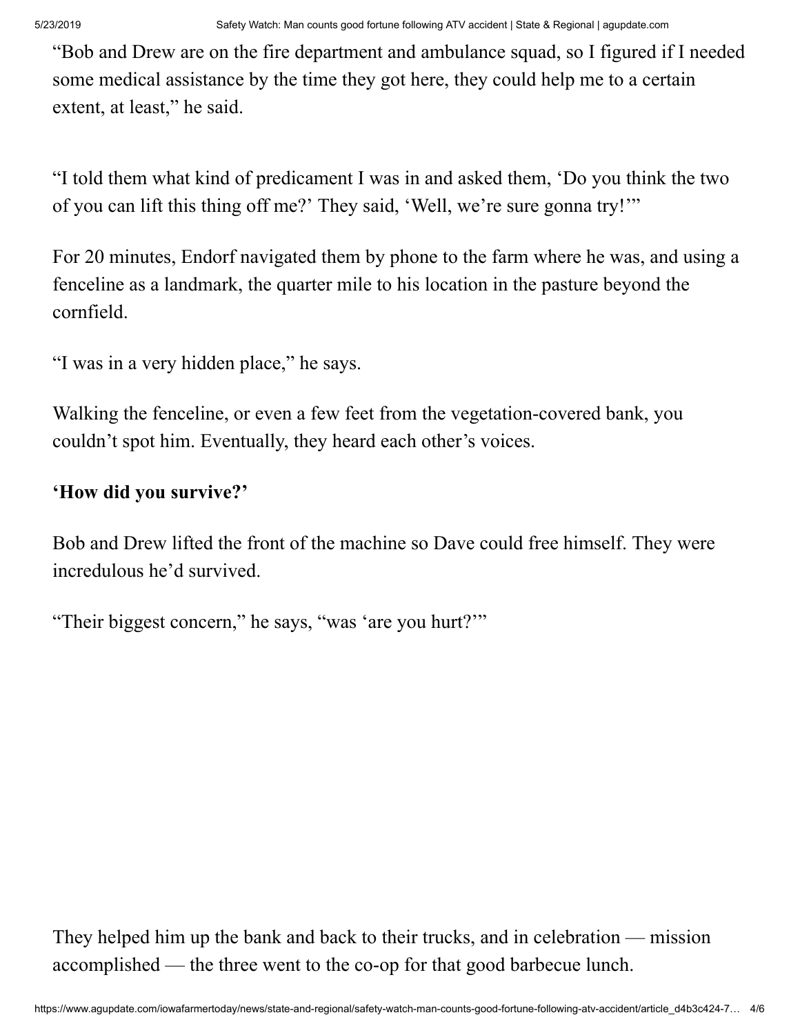"Bob and Drew are on the fire department and ambulance squad, so I figured if I needed some medical assistance by the time they got here, they could help me to a certain extent, at least," he said.

"I told them what kind of predicament I was in and asked them, 'Do you think the two of you can lift this thing off me?' They said, 'Well, we're sure gonna try!'"

For 20 minutes, Endorf navigated them by phone to the farm where he was, and using a fenceline as a landmark, the quarter mile to his location in the pasture beyond the cornfield.

"I was in a very hidden place," he says.

Walking the fenceline, or even a few feet from the vegetation-covered bank, you couldn't spot him. Eventually, they heard each other's voices.

### 'How did you survive?'

Bob and Drew lifted the front of the machine so Dave could free himself. They were incredulous he'd survived.

"Their biggest concern," he says, "was 'are you hurt?'"

They helped him up the bank and back to their trucks, and in celebration — mission accomplished — the three went to the co-op for that good barbecue lunch.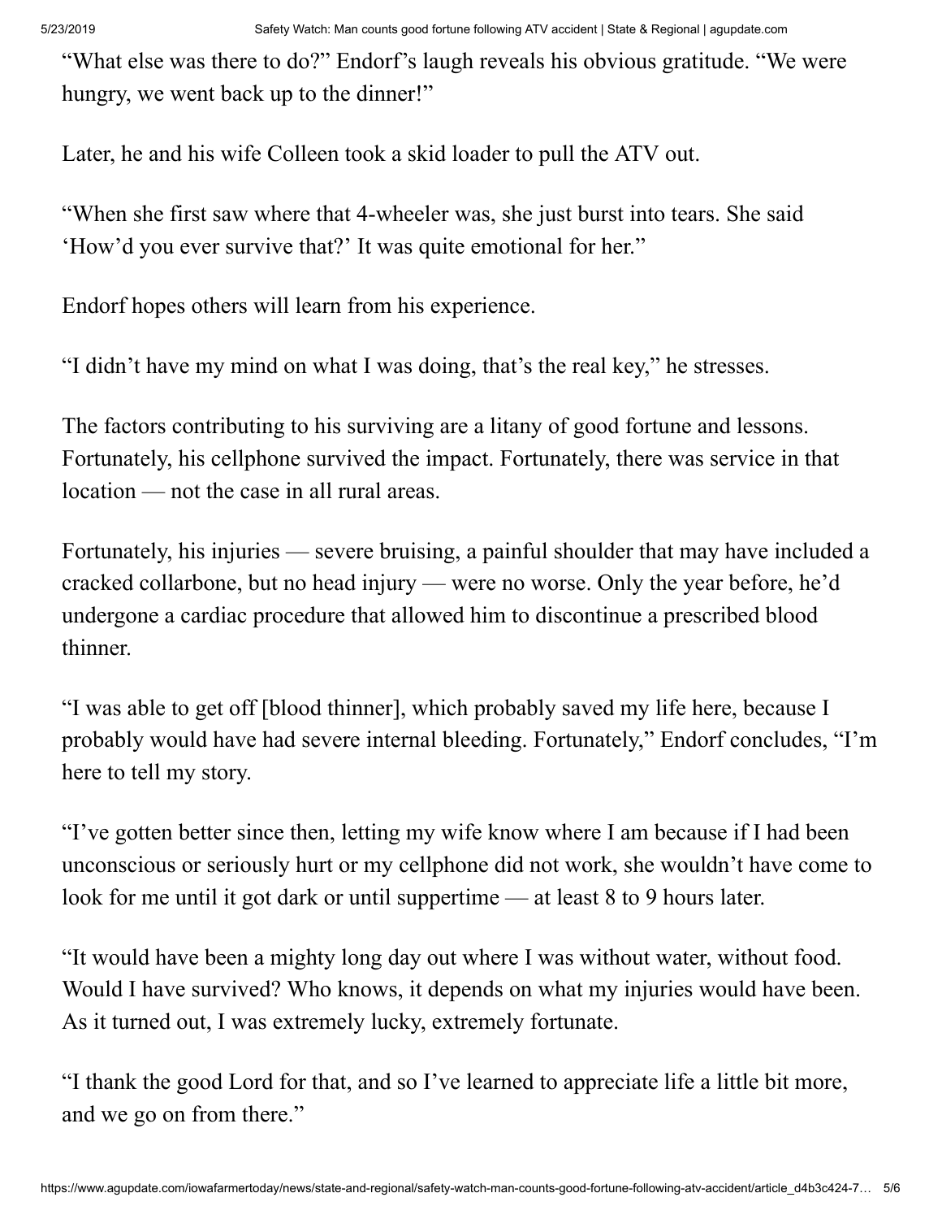"What else was there to do?" Endorf's laugh reveals his obvious gratitude. "We were hungry, we went back up to the dinner!"

Later, he and his wife Colleen took a skid loader to pull the ATV out.

"When she first saw where that 4-wheeler was, she just burst into tears. She said 'How'd you ever survive that?' It was quite emotional for her."

Endorf hopes others will learn from his experience.

"I didn't have my mind on what I was doing, that's the real key," he stresses.

The factors contributing to his surviving are a litany of good fortune and lessons. Fortunately, his cellphone survived the impact. Fortunately, there was service in that location — not the case in all rural areas.

Fortunately, his injuries — severe bruising, a painful shoulder that may have included a cracked collarbone, but no head injury — were no worse. Only the year before, he'd undergone a cardiac procedure that allowed him to discontinue a prescribed blood thinner.

"I was able to get off [blood thinner], which probably saved my life here, because I probably would have had severe internal bleeding. Fortunately," Endorf concludes, "I'm here to tell my story.

"I've gotten better since then, letting my wife know where I am because if I had been unconscious or seriously hurt or my cellphone did not work, she wouldn't have come to look for me until it got dark or until suppertime — at least 8 to 9 hours later.

"It would have been a mighty long day out where I was without water, without food. Would I have survived? Who knows, it depends on what my injuries would have been. As it turned out, I was extremely lucky, extremely fortunate.

"I thank the good Lord for that, and so I've learned to appreciate life a little bit more, and we go on from there."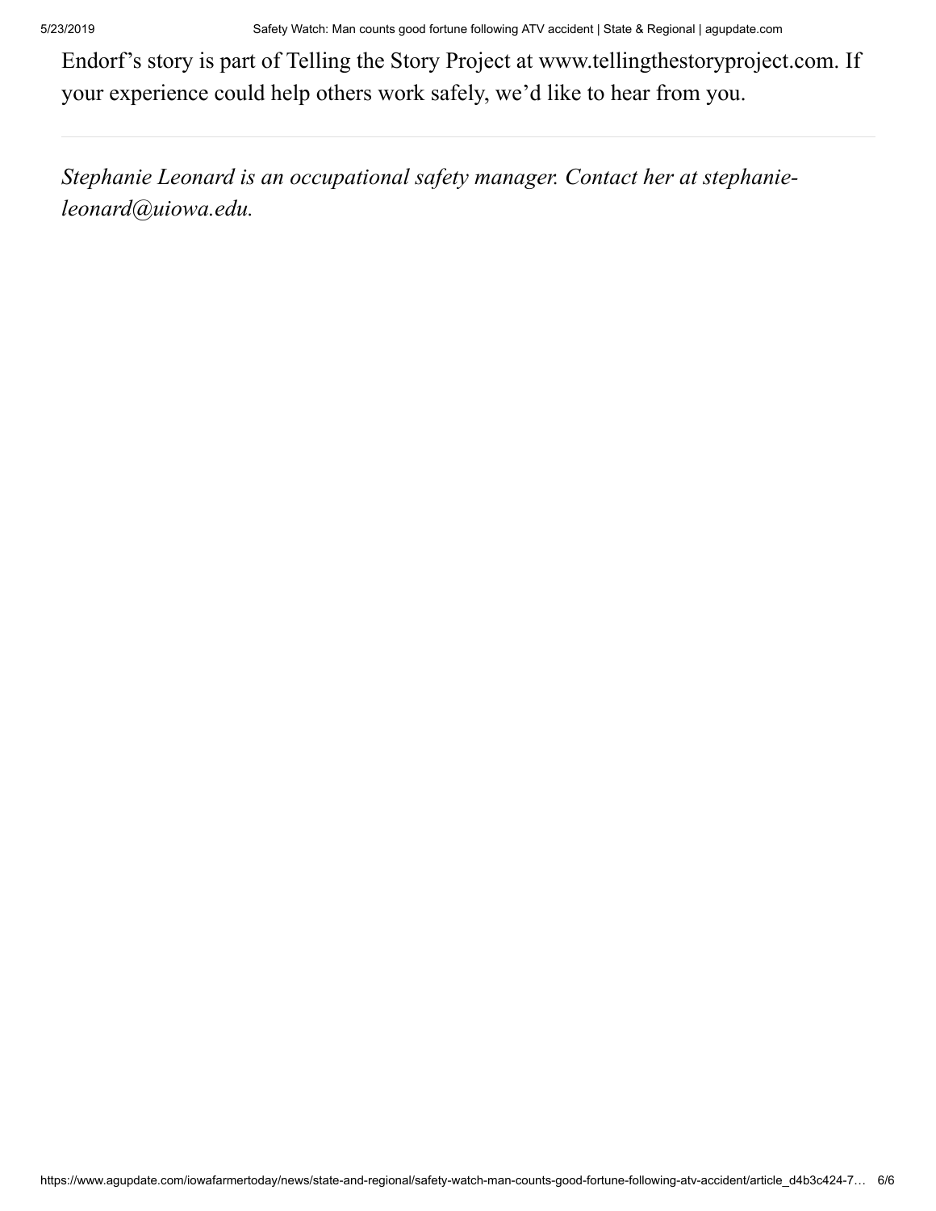Endorf's story is part of Telling the Story Project at www.tellingthestoryproject.com. If your experience could help others work safely, we'd like to hear from you.

---

*Stephanie Leonard is an occupational safety manager. Contact her at stephanie-leonard@uiowa.edu.*